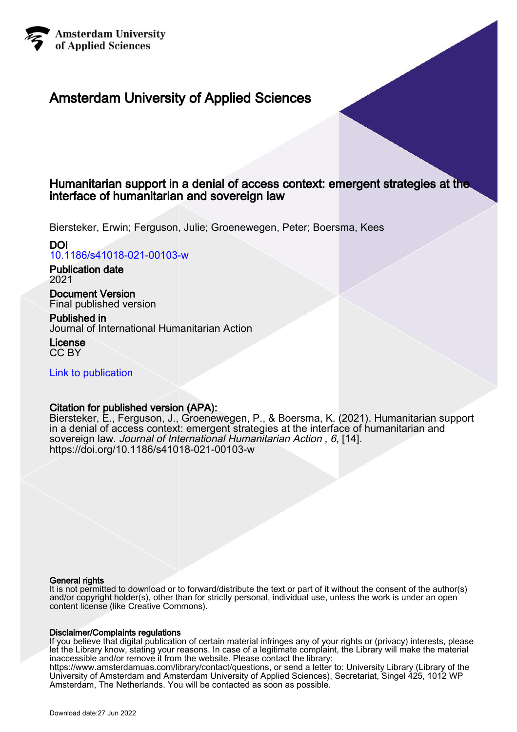Amsterdam University of Applied Sciences

# Amsterdam University of Applied Sciences

## Humanitarian support in a denial of access context: emergent strategies at the interface of humanitarian and sovereign law

Biersteker, Erwin; Ferguson, Julie; Groenewegen, Peter; Boersma, Kees

**DOI**
10.1186/s41018-021-00103-w

**Publication date**
2021

**Document Version**
Final published version

**Published in**
Journal of International Humanitarian Action

**License**
CC BY

Link to publication

**Citation for published version (APA):**
Biersteker, E., Ferguson, J., Groenewegen, P., & Boersma, K. (2021). Humanitarian support in a denial of access context: emergent strategies at the interface of humanitarian and sovereign law. *Journal of International Humanitarian Action* , *6*, [14]. https://doi.org/10.1186/s41018-021-00103-w

**General rights**
It is not permitted to download or to forward/distribute the text or part of it without the consent of the author(s) and/or copyright holder(s), other than for strictly personal, individual use, unless the work is under an open content license (like Creative Commons).

**Disclaimer/Complaints regulations**
If you believe that digital publication of certain material infringes any of your rights or (privacy) interests, please let the Library know, stating your reasons. In case of a legitimate complaint, the Library will make the material inaccessible and/or remove it from the website. Please contact the library:
https://www.amsterdamuas.com/library/contact/questions, or send a letter to: University Library (Library of the University of Amsterdam and Amsterdam University of Applied Sciences), Secretariat, Singel 425, 1012 WP Amsterdam, The Netherlands. You will be contacted as soon as possible.

Download date:27 Jun 2022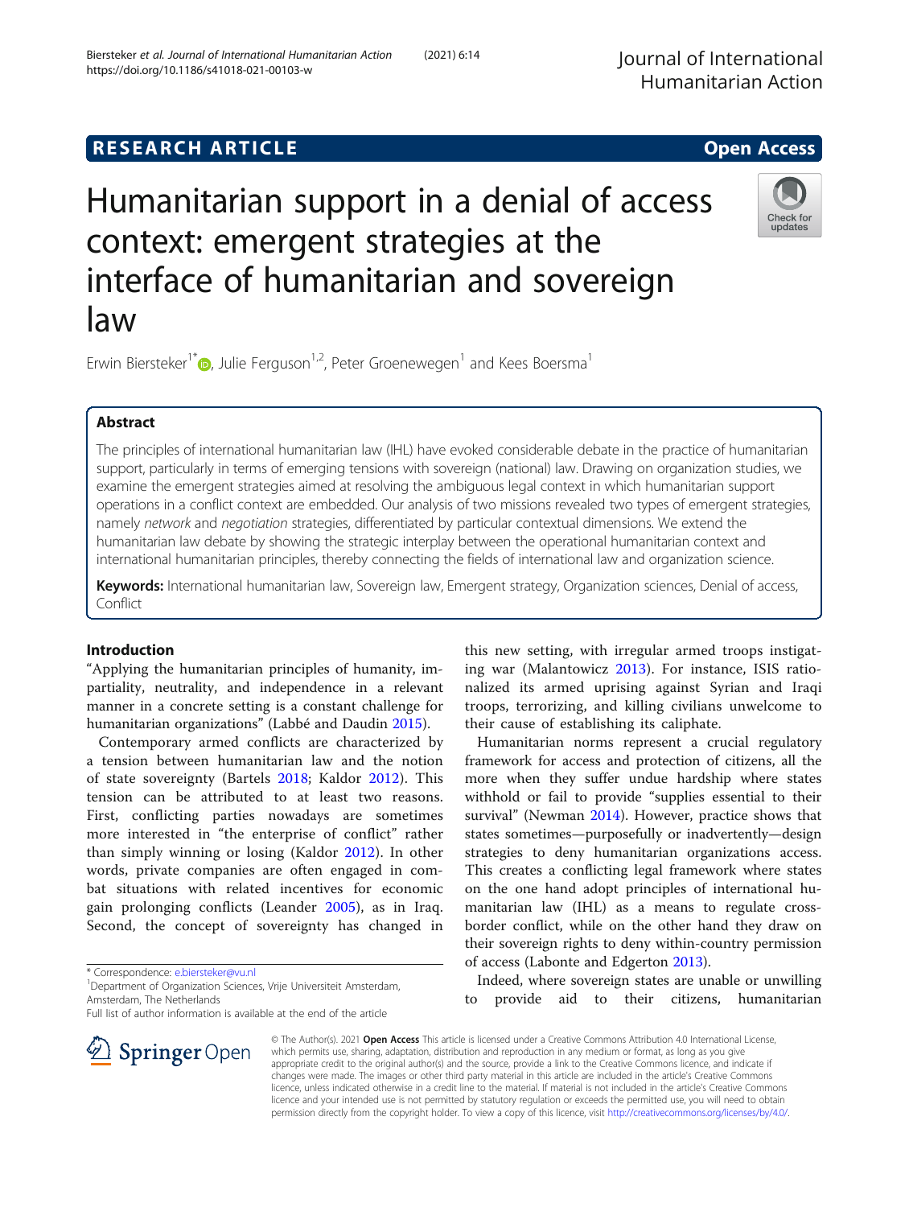# RESEARCH ARTICLE

**Open Access**

# Humanitarian support in a denial of access context: emergent strategies at the interface of humanitarian and sovereign law

Erwin Biersteker[1*], Julie Ferguson[1,2], Peter Groenewegen[1] and Kees Boersma[1]

## Abstract

The principles of international humanitarian law (IHL) have evoked considerable debate in the practice of humanitarian support, particularly in terms of emerging tensions with sovereign (national) law. Drawing on organization studies, we examine the emergent strategies aimed at resolving the ambiguous legal context in which humanitarian support operations in a conflict context are embedded. Our analysis of two missions revealed two types of emergent strategies, namely *network* and *negotiation* strategies, differentiated by particular contextual dimensions. We extend the humanitarian law debate by showing the strategic interplay between the operational humanitarian context and international humanitarian principles, thereby connecting the fields of international law and organization science.

**Keywords:** International humanitarian law, Sovereign law, Emergent strategy, Organization sciences, Denial of access, Conflict

## Introduction

"Applying the humanitarian principles of humanity, impartiality, neutrality, and independence in a relevant manner in a concrete setting is a constant challenge for humanitarian organizations" (Labbé and Daudin 2015).

Contemporary armed conflicts are characterized by a tension between humanitarian law and the notion of state sovereignty (Bartels 2018; Kaldor 2012). This tension can be attributed to at least two reasons. First, conflicting parties nowadays are sometimes more interested in "the enterprise of conflict" rather than simply winning or losing (Kaldor 2012). In other words, private companies are often engaged in combat situations with related incentives for economic gain prolonging conflicts (Leander 2005), as in Iraq. Second, the concept of sovereignty has changed in this new setting, with irregular armed troops instigating war (Malantowicz 2013). For instance, ISIS rationalized its armed uprising against Syrian and Iraqi troops, terrorizing, and killing civilians unwelcome to their cause of establishing its caliphate.

Humanitarian norms represent a crucial regulatory framework for access and protection of citizens, all the more when they suffer undue hardship where states withhold or fail to provide "supplies essential to their survival" (Newman 2014). However, practice shows that states sometimes—purposefully or inadvertently—design strategies to deny humanitarian organizations access. This creates a conflicting legal framework where states on the one hand adopt principles of international humanitarian law (IHL) as a means to regulate cross-border conflict, while on the other hand they draw on their sovereign rights to deny within-country permission of access (Labonte and Edgerton 2013).

Indeed, where sovereign states are unable or unwilling to provide aid to their citizens, humanitarian

\* Correspondence: e.biersteker@vu.nl
[1]Department of Organization Sciences, Vrije Universiteit Amsterdam, Amsterdam, The Netherlands
Full list of author information is available at the end of the article

© The Author(s). 2021 **Open Access** This article is licensed under a Creative Commons Attribution 4.0 International License, which permits use, sharing, adaptation, distribution and reproduction in any medium or format, as long as you give appropriate credit to the original author(s) and the source, provide a link to the Creative Commons licence, and indicate if changes were made. The images or other third party material in this article are included in the article's Creative Commons licence, unless indicated otherwise in a credit line to the material. If material is not included in the article's Creative Commons licence and your intended use is not permitted by statutory regulation or exceeds the permitted use, you will need to obtain permission directly from the copyright holder. To view a copy of this licence, visit http://creativecommons.org/licenses/by/4.0/.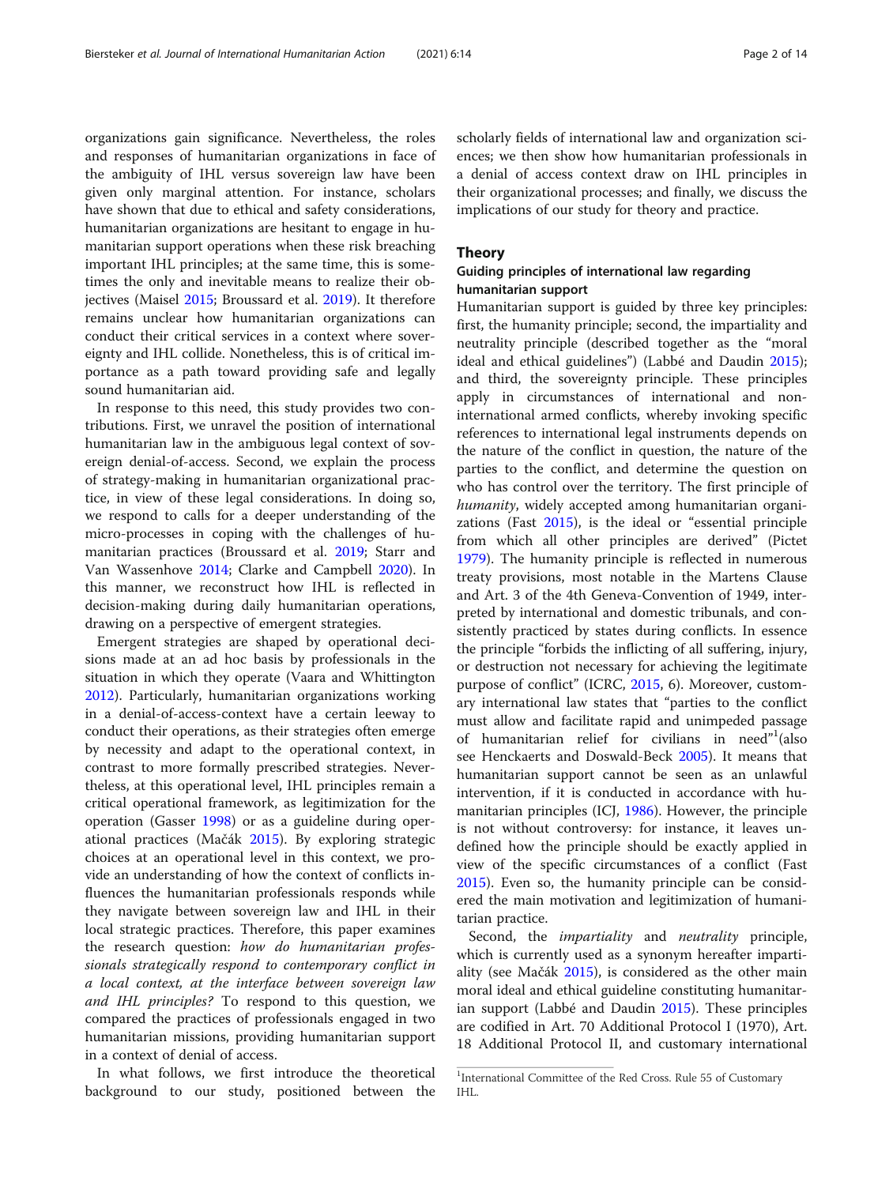organizations gain significance. Nevertheless, the roles and responses of humanitarian organizations in face of the ambiguity of IHL versus sovereign law have been given only marginal attention. For instance, scholars have shown that due to ethical and safety considerations, humanitarian organizations are hesitant to engage in humanitarian support operations when these risk breaching important IHL principles; at the same time, this is sometimes the only and inevitable means to realize their objectives (Maisel 2015; Broussard et al. 2019). It therefore remains unclear how humanitarian organizations can conduct their critical services in a context where sovereignty and IHL collide. Nonetheless, this is of critical importance as a path toward providing safe and legally sound humanitarian aid.

In response to this need, this study provides two contributions. First, we unravel the position of international humanitarian law in the ambiguous legal context of sovereign denial-of-access. Second, we explain the process of strategy-making in humanitarian organizational practice, in view of these legal considerations. In doing so, we respond to calls for a deeper understanding of the micro-processes in coping with the challenges of humanitarian practices (Broussard et al. 2019; Starr and Van Wassenhove 2014; Clarke and Campbell 2020). In this manner, we reconstruct how IHL is reflected in decision-making during daily humanitarian operations, drawing on a perspective of emergent strategies.

Emergent strategies are shaped by operational decisions made at an ad hoc basis by professionals in the situation in which they operate (Vaara and Whittington 2012). Particularly, humanitarian organizations working in a denial-of-access-context have a certain leeway to conduct their operations, as their strategies often emerge by necessity and adapt to the operational context, in contrast to more formally prescribed strategies. Nevertheless, at this operational level, IHL principles remain a critical operational framework, as legitimization for the operation (Gasser 1998) or as a guideline during operational practices (Mačák 2015). By exploring strategic choices at an operational level in this context, we provide an understanding of how the context of conflicts influences the humanitarian professionals responds while they navigate between sovereign law and IHL in their local strategic practices. Therefore, this paper examines the research question: *how do humanitarian professionals strategically respond to contemporary conflict in a local context, at the interface between sovereign law and IHL principles?* To respond to this question, we compared the practices of professionals engaged in two humanitarian missions, providing humanitarian support in a context of denial of access.

In what follows, we first introduce the theoretical background to our study, positioned between the scholarly fields of international law and organization sciences; we then show how humanitarian professionals in a denial of access context draw on IHL principles in their organizational processes; and finally, we discuss the implications of our study for theory and practice.

## Theory

### Guiding principles of international law regarding humanitarian support

Humanitarian support is guided by three key principles: first, the humanity principle; second, the impartiality and neutrality principle (described together as the "moral ideal and ethical guidelines") (Labbé and Daudin 2015); and third, the sovereignty principle. These principles apply in circumstances of international and non-international armed conflicts, whereby invoking specific references to international legal instruments depends on the nature of the conflict in question, the nature of the parties to the conflict, and determine the question on who has control over the territory. The first principle of *humanity*, widely accepted among humanitarian organizations (Fast 2015), is the ideal or "essential principle from which all other principles are derived" (Pictet 1979). The humanity principle is reflected in numerous treaty provisions, most notable in the Martens Clause and Art. 3 of the 4th Geneva-Convention of 1949, interpreted by international and domestic tribunals, and consistently practiced by states during conflicts. In essence the principle "forbids the inflicting of all suffering, injury, or destruction not necessary for achieving the legitimate purpose of conflict" (ICRC, 2015, 6). Moreover, customary international law states that "parties to the conflict must allow and facilitate rapid and unimpeded passage of humanitarian relief for civilians in need"[1](also see Henckaerts and Doswald-Beck 2005). It means that humanitarian support cannot be seen as an unlawful intervention, if it is conducted in accordance with humanitarian principles (ICJ, 1986). However, the principle is not without controversy: for instance, it leaves undefined how the principle should be exactly applied in view of the specific circumstances of a conflict (Fast 2015). Even so, the humanity principle can be considered the main motivation and legitimization of humanitarian practice.

Second, the *impartiality* and *neutrality* principle, which is currently used as a synonym hereafter impartiality (see Mačák 2015), is considered as the other main moral ideal and ethical guideline constituting humanitarian support (Labbé and Daudin 2015). These principles are codified in Art. 70 Additional Protocol I (1970), Art. 18 Additional Protocol II, and customary international

[1]International Committee of the Red Cross. Rule 55 of Customary IHL.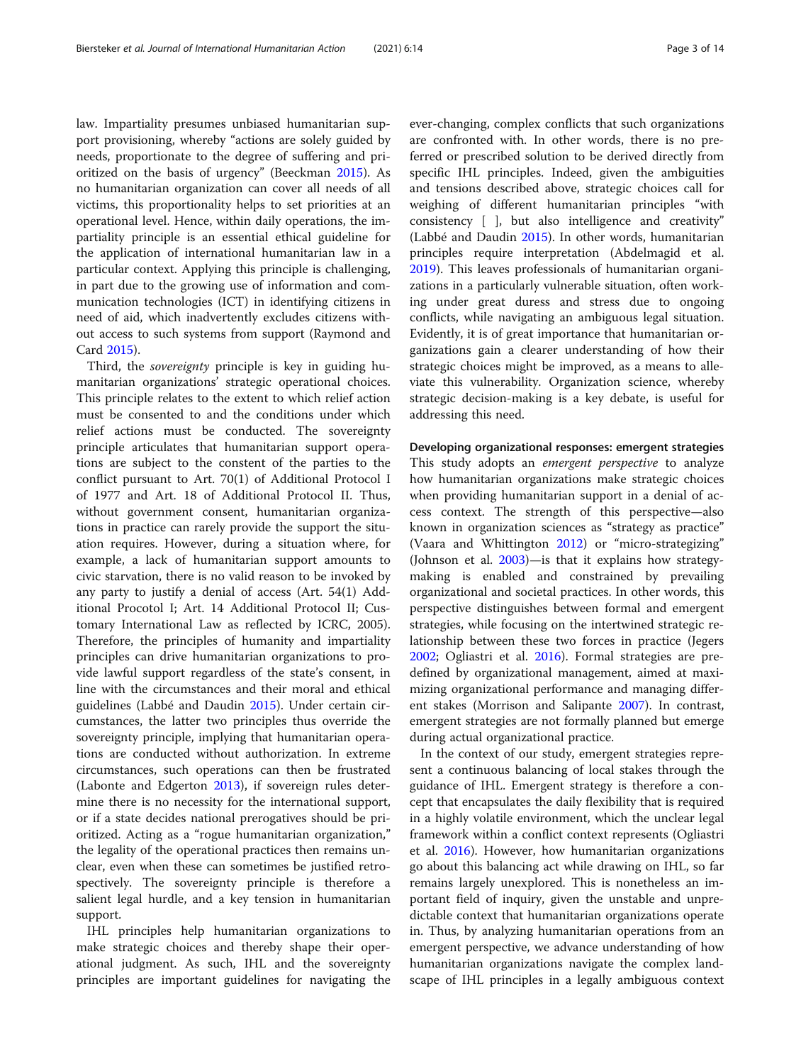law. Impartiality presumes unbiased humanitarian support provisioning, whereby "actions are solely guided by needs, proportionate to the degree of suffering and prioritized on the basis of urgency" (Beeckman 2015). As no humanitarian organization can cover all needs of all victims, this proportionality helps to set priorities at an operational level. Hence, within daily operations, the impartiality principle is an essential ethical guideline for the application of international humanitarian law in a particular context. Applying this principle is challenging, in part due to the growing use of information and communication technologies (ICT) in identifying citizens in need of aid, which inadvertently excludes citizens without access to such systems from support (Raymond and Card 2015).

Third, the *sovereignty* principle is key in guiding humanitarian organizations' strategic operational choices. This principle relates to the extent to which relief action must be consented to and the conditions under which relief actions must be conducted. The sovereignty principle articulates that humanitarian support operations are subject to the constent of the parties to the conflict pursuant to Art. 70(1) of Additional Protocol I of 1977 and Art. 18 of Additional Protocol II. Thus, without government consent, humanitarian organizations in practice can rarely provide the support the situation requires. However, during a situation where, for example, a lack of humanitarian support amounts to civic starvation, there is no valid reason to be invoked by any party to justify a denial of access (Art. 54(1) Additional Procotol I; Art. 14 Additional Protocol II; Customary International Law as reflected by ICRC, 2005). Therefore, the principles of humanity and impartiality principles can drive humanitarian organizations to provide lawful support regardless of the state's consent, in line with the circumstances and their moral and ethical guidelines (Labbé and Daudin 2015). Under certain circumstances, the latter two principles thus override the sovereignty principle, implying that humanitarian operations are conducted without authorization. In extreme circumstances, such operations can then be frustrated (Labonte and Edgerton 2013), if sovereign rules determine there is no necessity for the international support, or if a state decides national prerogatives should be prioritized. Acting as a "rogue humanitarian organization," the legality of the operational practices then remains unclear, even when these can sometimes be justified retrospectively. The sovereignty principle is therefore a salient legal hurdle, and a key tension in humanitarian support.

IHL principles help humanitarian organizations to make strategic choices and thereby shape their operational judgment. As such, IHL and the sovereignty principles are important guidelines for navigating the ever-changing, complex conflicts that such organizations are confronted with. In other words, there is no preferred or prescribed solution to be derived directly from specific IHL principles. Indeed, given the ambiguities and tensions described above, strategic choices call for weighing of different humanitarian principles "with consistency [ ], but also intelligence and creativity" (Labbé and Daudin 2015). In other words, humanitarian principles require interpretation (Abdelmagid et al. 2019). This leaves professionals of humanitarian organizations in a particularly vulnerable situation, often working under great duress and stress due to ongoing conflicts, while navigating an ambiguous legal situation. Evidently, it is of great importance that humanitarian organizations gain a clearer understanding of how their strategic choices might be improved, as a means to alleviate this vulnerability. Organization science, whereby strategic decision-making is a key debate, is useful for addressing this need.

## Developing organizational responses: emergent strategies

This study adopts an *emergent perspective* to analyze how humanitarian organizations make strategic choices when providing humanitarian support in a denial of access context. The strength of this perspective—also known in organization sciences as "strategy as practice" (Vaara and Whittington 2012) or "micro-strategizing" (Johnson et al. 2003)—is that it explains how strategy-making is enabled and constrained by prevailing organizational and societal practices. In other words, this perspective distinguishes between formal and emergent strategies, while focusing on the intertwined strategic relationship between these two forces in practice (Jegers 2002; Ogliastri et al. 2016). Formal strategies are predefined by organizational management, aimed at maximizing organizational performance and managing different stakes (Morrison and Salipante 2007). In contrast, emergent strategies are not formally planned but emerge during actual organizational practice.

In the context of our study, emergent strategies represent a continuous balancing of local stakes through the guidance of IHL. Emergent strategy is therefore a concept that encapsulates the daily flexibility that is required in a highly volatile environment, which the unclear legal framework within a conflict context represents (Ogliastri et al. 2016). However, how humanitarian organizations go about this balancing act while drawing on IHL, so far remains largely unexplored. This is nonetheless an important field of inquiry, given the unstable and unpredictable context that humanitarian organizations operate in. Thus, by analyzing humanitarian operations from an emergent perspective, we advance understanding of how humanitarian organizations navigate the complex landscape of IHL principles in a legally ambiguous context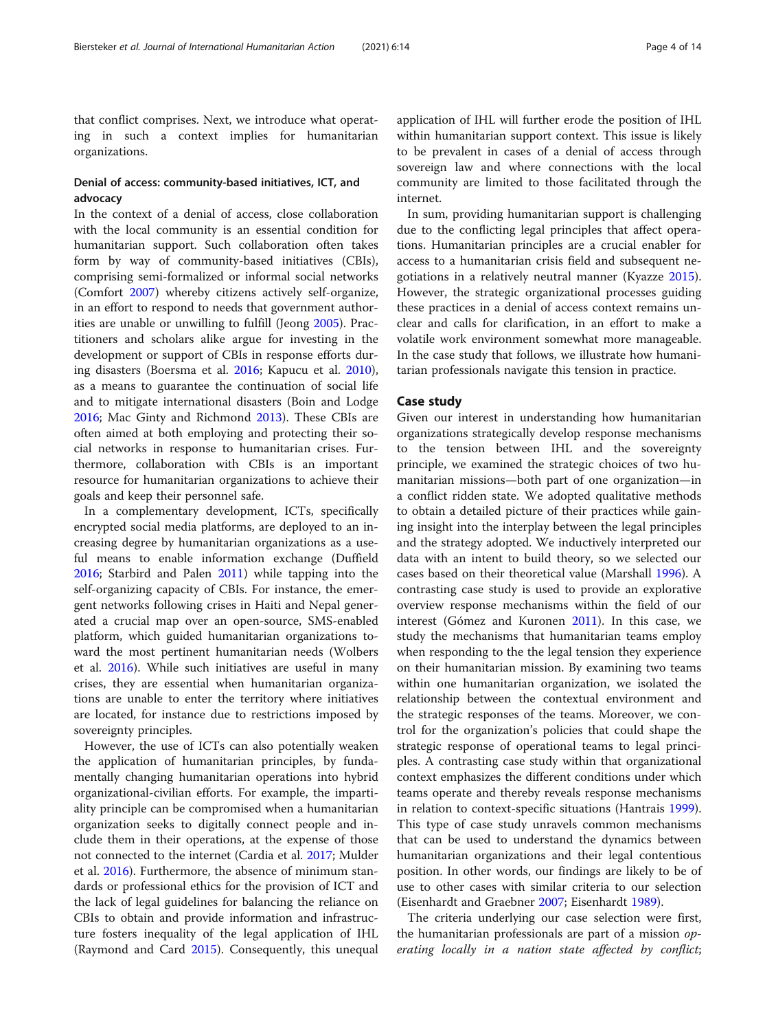that conflict comprises. Next, we introduce what operating in such a context implies for humanitarian organizations.

### Denial of access: community-based initiatives, ICT, and advocacy

In the context of a denial of access, close collaboration with the local community is an essential condition for humanitarian support. Such collaboration often takes form by way of community-based initiatives (CBIs), comprising semi-formalized or informal social networks (Comfort 2007) whereby citizens actively self-organize, in an effort to respond to needs that government authorities are unable or unwilling to fulfill (Jeong 2005). Practitioners and scholars alike argue for investing in the development or support of CBIs in response efforts during disasters (Boersma et al. 2016; Kapucu et al. 2010), as a means to guarantee the continuation of social life and to mitigate international disasters (Boin and Lodge 2016; Mac Ginty and Richmond 2013). These CBIs are often aimed at both employing and protecting their social networks in response to humanitarian crises. Furthermore, collaboration with CBIs is an important resource for humanitarian organizations to achieve their goals and keep their personnel safe.

In a complementary development, ICTs, specifically encrypted social media platforms, are deployed to an increasing degree by humanitarian organizations as a useful means to enable information exchange (Duffield 2016; Starbird and Palen 2011) while tapping into the self-organizing capacity of CBIs. For instance, the emergent networks following crises in Haiti and Nepal generated a crucial map over an open-source, SMS-enabled platform, which guided humanitarian organizations toward the most pertinent humanitarian needs (Wolbers et al. 2016). While such initiatives are useful in many crises, they are essential when humanitarian organizations are unable to enter the territory where initiatives are located, for instance due to restrictions imposed by sovereignty principles.

However, the use of ICTs can also potentially weaken the application of humanitarian principles, by fundamentally changing humanitarian operations into hybrid organizational-civilian efforts. For example, the impartiality principle can be compromised when a humanitarian organization seeks to digitally connect people and include them in their operations, at the expense of those not connected to the internet (Cardia et al. 2017; Mulder et al. 2016). Furthermore, the absence of minimum standards or professional ethics for the provision of ICT and the lack of legal guidelines for balancing the reliance on CBIs to obtain and provide information and infrastructure fosters inequality of the legal application of IHL (Raymond and Card 2015). Consequently, this unequal application of IHL will further erode the position of IHL within humanitarian support context. This issue is likely to be prevalent in cases of a denial of access through sovereign law and where connections with the local community are limited to those facilitated through the internet.

In sum, providing humanitarian support is challenging due to the conflicting legal principles that affect operations. Humanitarian principles are a crucial enabler for access to a humanitarian crisis field and subsequent negotiations in a relatively neutral manner (Kyazze 2015). However, the strategic organizational processes guiding these practices in a denial of access context remains unclear and calls for clarification, in an effort to make a volatile work environment somewhat more manageable. In the case study that follows, we illustrate how humanitarian professionals navigate this tension in practice.

## Case study

Given our interest in understanding how humanitarian organizations strategically develop response mechanisms to the tension between IHL and the sovereignty principle, we examined the strategic choices of two humanitarian missions—both part of one organization—in a conflict ridden state. We adopted qualitative methods to obtain a detailed picture of their practices while gaining insight into the interplay between the legal principles and the strategy adopted. We inductively interpreted our data with an intent to build theory, so we selected our cases based on their theoretical value (Marshall 1996). A contrasting case study is used to provide an explorative overview response mechanisms within the field of our interest (Gómez and Kuronen 2011). In this case, we study the mechanisms that humanitarian teams employ when responding to the the legal tension they experience on their humanitarian mission. By examining two teams within one humanitarian organization, we isolated the relationship between the contextual environment and the strategic responses of the teams. Moreover, we control for the organization's policies that could shape the strategic response of operational teams to legal principles. A contrasting case study within that organizational context emphasizes the different conditions under which teams operate and thereby reveals response mechanisms in relation to context-specific situations (Hantrais 1999). This type of case study unravels common mechanisms that can be used to understand the dynamics between humanitarian organizations and their legal contentious position. In other words, our findings are likely to be of use to other cases with similar criteria to our selection (Eisenhardt and Graebner 2007; Eisenhardt 1989).

The criteria underlying our case selection were first, the humanitarian professionals are part of a mission *operating locally in a nation state affected by conflict*;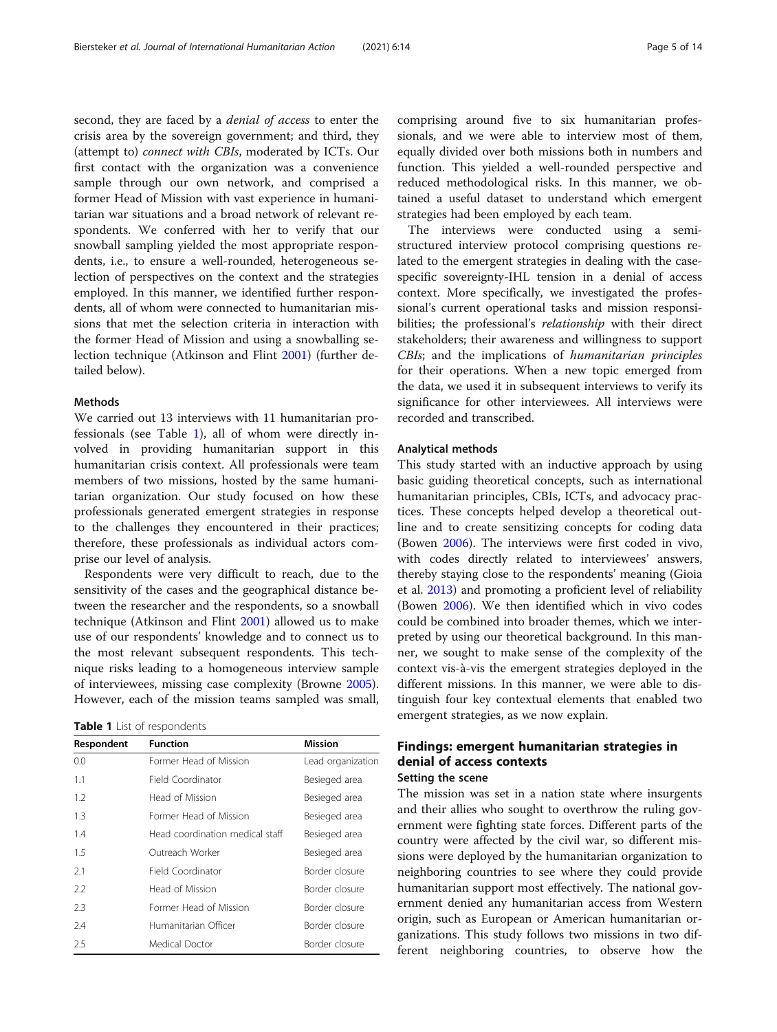second, they are faced by a *denial of access* to enter the crisis area by the sovereign government; and third, they (attempt to) *connect with CBIs*, moderated by ICTs. Our first contact with the organization was a convenience sample through our own network, and comprised a former Head of Mission with vast experience in humanitarian war situations and a broad network of relevant respondents. We conferred with her to verify that our snowball sampling yielded the most appropriate respondents, i.e., to ensure a well-rounded, heterogeneous selection of perspectives on the context and the strategies employed. In this manner, we identified further respondents, all of whom were connected to humanitarian missions that met the selection criteria in interaction with the former Head of Mission and using a snowballing selection technique (Atkinson and Flint 2001) (further detailed below).

### Methods

We carried out 13 interviews with 11 humanitarian professionals (see Table 1), all of whom were directly involved in providing humanitarian support in this humanitarian crisis context. All professionals were team members of two missions, hosted by the same humanitarian organization. Our study focused on how these professionals generated emergent strategies in response to the challenges they encountered in their practices; therefore, these professionals as individual actors comprise our level of analysis.

Respondents were very difficult to reach, due to the sensitivity of the cases and the geographical distance between the researcher and the respondents, so a snowball technique (Atkinson and Flint 2001) allowed us to make use of our respondents' knowledge and to connect us to the most relevant subsequent respondents. This technique risks leading to a homogeneous interview sample of interviewees, missing case complexity (Browne 2005). However, each of the mission teams sampled was small, comprising around five to six humanitarian professionals, and we were able to interview most of them, equally divided over both missions both in numbers and function. This yielded a well-rounded perspective and reduced methodological risks. In this manner, we obtained a useful dataset to understand which emergent strategies had been employed by each team.

**Table 1** List of respondents

| Respondent | Function | Mission |
|---|---|---|
| 0.0 | Former Head of Mission | Lead organization |
| 1.1 | Field Coordinator | Besieged area |
| 1.2 | Head of Mission | Besieged area |
| 1.3 | Former Head of Mission | Besieged area |
| 1.4 | Head coordination medical staff | Besieged area |
| 1.5 | Outreach Worker | Besieged area |
| 2.1 | Field Coordinator | Border closure |
| 2.2 | Head of Mission | Border closure |
| 2.3 | Former Head of Mission | Border closure |
| 2.4 | Humanitarian Officer | Border closure |
| 2.5 | Medical Doctor | Border closure |

The interviews were conducted using a semi-structured interview protocol comprising questions related to the emergent strategies in dealing with the case-specific sovereignty-IHL tension in a denial of access context. More specifically, we investigated the professional's current operational tasks and mission responsibilities; the professional's *relationship* with their direct stakeholders; their awareness and willingness to support *CBIs*; and the implications of *humanitarian principles* for their operations. When a new topic emerged from the data, we used it in subsequent interviews to verify its significance for other interviewees. All interviews were recorded and transcribed.

### Analytical methods

This study started with an inductive approach by using basic guiding theoretical concepts, such as international humanitarian principles, CBIs, ICTs, and advocacy practices. These concepts helped develop a theoretical outline and to create sensitizing concepts for coding data (Bowen 2006). The interviews were first coded in vivo, with codes directly related to interviewees' answers, thereby staying close to the respondents' meaning (Gioia et al. 2013) and promoting a proficient level of reliability (Bowen 2006). We then identified which in vivo codes could be combined into broader themes, which we interpreted by using our theoretical background. In this manner, we sought to make sense of the complexity of the context vis-à-vis the emergent strategies deployed in the different missions. In this manner, we were able to distinguish four key contextual elements that enabled two emergent strategies, as we now explain.

## Findings: emergent humanitarian strategies in denial of access contexts

### Setting the scene

The mission was set in a nation state where insurgents and their allies who sought to overthrow the ruling government were fighting state forces. Different parts of the country were affected by the civil war, so different missions were deployed by the humanitarian organization to neighboring countries to see where they could provide humanitarian support most effectively. The national government denied any humanitarian access from Western origin, such as European or American humanitarian organizations. This study follows two missions in two different neighboring countries, to observe how the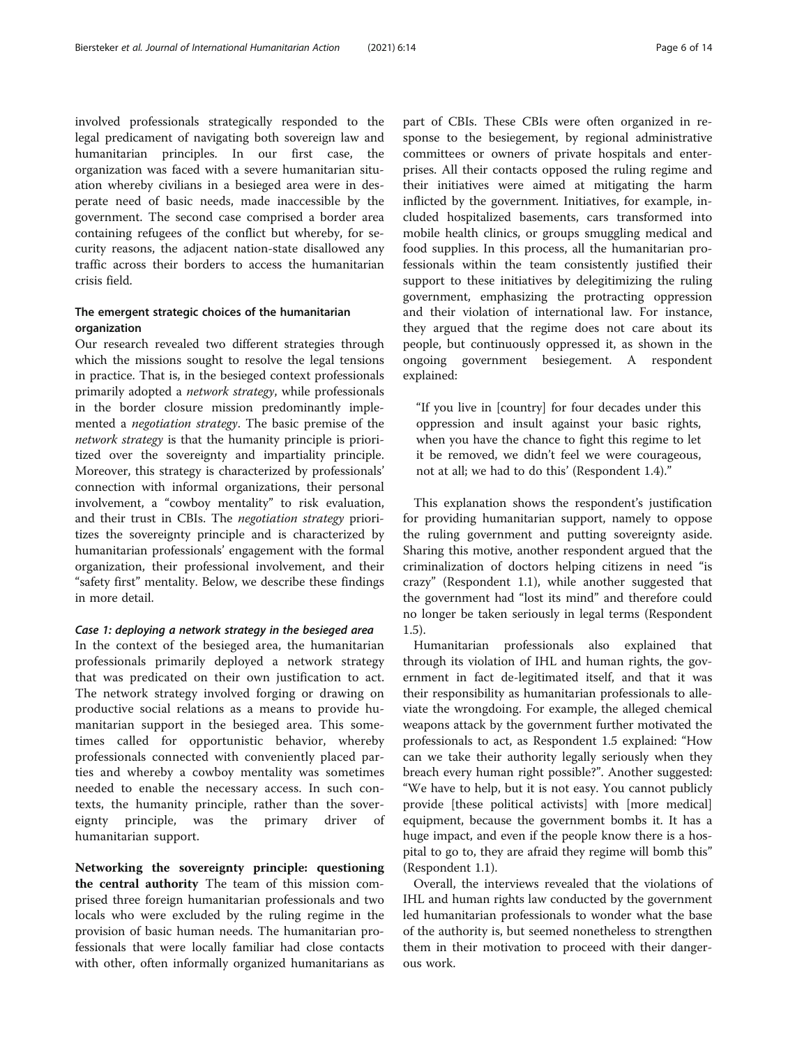involved professionals strategically responded to the legal predicament of navigating both sovereign law and humanitarian principles. In our first case, the organization was faced with a severe humanitarian situation whereby civilians in a besieged area were in desperate need of basic needs, made inaccessible by the government. The second case comprised a border area containing refugees of the conflict but whereby, for security reasons, the adjacent nation-state disallowed any traffic across their borders to access the humanitarian crisis field.

### The emergent strategic choices of the humanitarian organization

Our research revealed two different strategies through which the missions sought to resolve the legal tensions in practice. That is, in the besieged context professionals primarily adopted a *network strategy*, while professionals in the border closure mission predominantly implemented a *negotiation strategy*. The basic premise of the *network strategy* is that the humanity principle is prioritized over the sovereignty and impartiality principle. Moreover, this strategy is characterized by professionals' connection with informal organizations, their personal involvement, a "cowboy mentality" to risk evaluation, and their trust in CBIs. The *negotiation strategy* prioritizes the sovereignty principle and is characterized by humanitarian professionals' engagement with the formal organization, their professional involvement, and their "safety first" mentality. Below, we describe these findings in more detail.

#### *Case 1: deploying a network strategy in the besieged area*

In the context of the besieged area, the humanitarian professionals primarily deployed a network strategy that was predicated on their own justification to act. The network strategy involved forging or drawing on productive social relations as a means to provide humanitarian support in the besieged area. This sometimes called for opportunistic behavior, whereby professionals connected with conveniently placed parties and whereby a cowboy mentality was sometimes needed to enable the necessary access. In such contexts, the humanity principle, rather than the sovereignty principle, was the primary driver of humanitarian support.

**Networking the sovereignty principle: questioning the central authority** The team of this mission comprised three foreign humanitarian professionals and two locals who were excluded by the ruling regime in the provision of basic human needs. The humanitarian professionals that were locally familiar had close contacts with other, often informally organized humanitarians as part of CBIs. These CBIs were often organized in response to the besiegement, by regional administrative committees or owners of private hospitals and enterprises. All their contacts opposed the ruling regime and their initiatives were aimed at mitigating the harm inflicted by the government. Initiatives, for example, included hospitalized basements, cars transformed into mobile health clinics, or groups smuggling medical and food supplies. In this process, all the humanitarian professionals within the team consistently justified their support to these initiatives by delegitimizing the ruling government, emphasizing the protracting oppression and their violation of international law. For instance, they argued that the regime does not care about its people, but continuously oppressed it, as shown in the ongoing government besiegement. A respondent explained:

> "If you live in [country] for four decades under this oppression and insult against your basic rights, when you have the chance to fight this regime to let it be removed, we didn't feel we were courageous, not at all; we had to do this' (Respondent 1.4)."

This explanation shows the respondent's justification for providing humanitarian support, namely to oppose the ruling government and putting sovereignty aside. Sharing this motive, another respondent argued that the criminalization of doctors helping citizens in need "is crazy" (Respondent 1.1), while another suggested that the government had "lost its mind" and therefore could no longer be taken seriously in legal terms (Respondent 1.5).

Humanitarian professionals also explained that through its violation of IHL and human rights, the government in fact de-legitimated itself, and that it was their responsibility as humanitarian professionals to alleviate the wrongdoing. For example, the alleged chemical weapons attack by the government further motivated the professionals to act, as Respondent 1.5 explained: "How can we take their authority legally seriously when they breach every human right possible?". Another suggested: "We have to help, but it is not easy. You cannot publicly provide [these political activists] with [more medical] equipment, because the government bombs it. It has a huge impact, and even if the people know there is a hospital to go to, they are afraid they regime will bomb this" (Respondent 1.1).

Overall, the interviews revealed that the violations of IHL and human rights law conducted by the government led humanitarian professionals to wonder what the base of the authority is, but seemed nonetheless to strengthen them in their motivation to proceed with their dangerous work.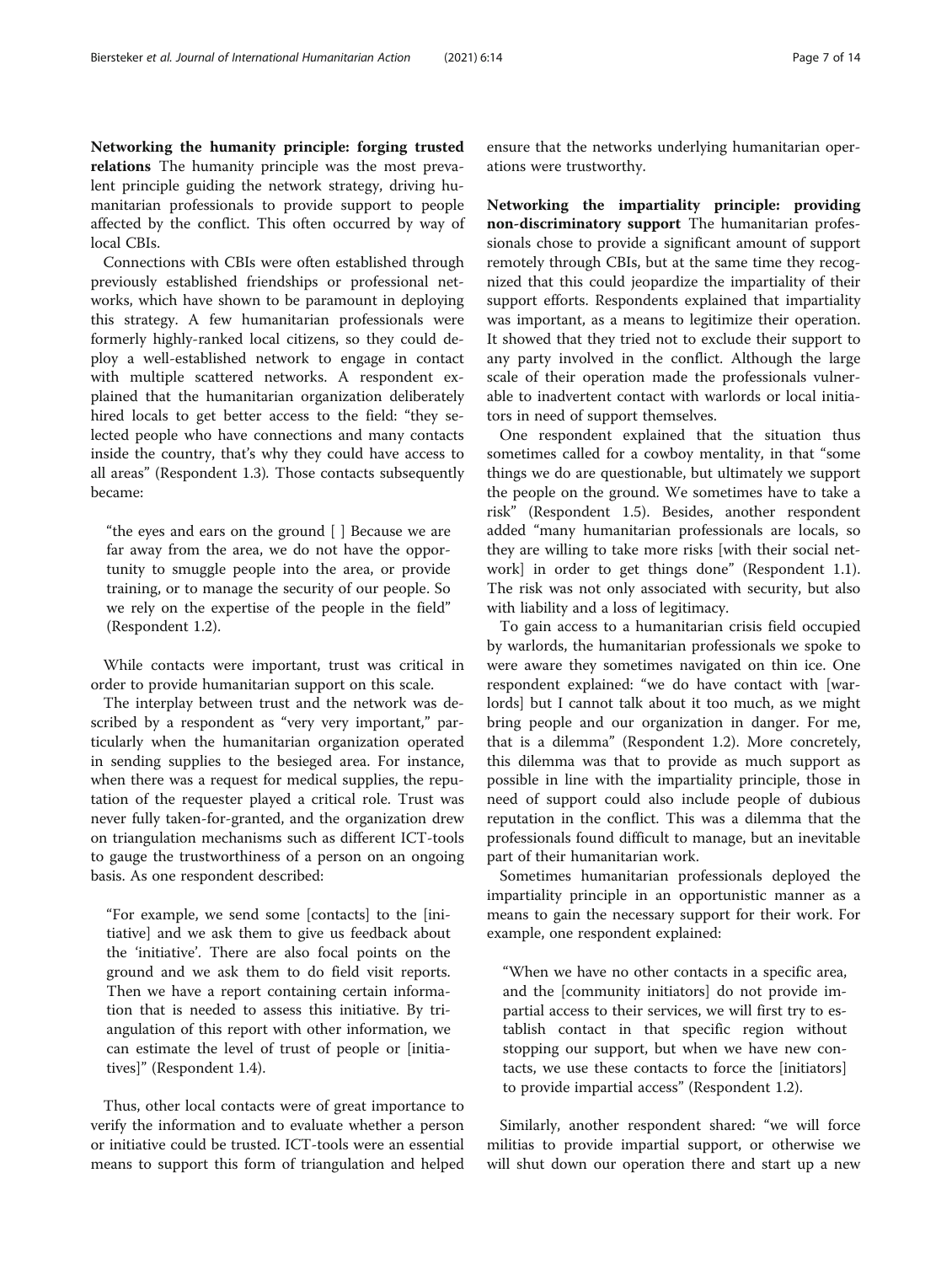**Networking the humanity principle: forging trusted relations** The humanity principle was the most prevalent principle guiding the network strategy, driving humanitarian professionals to provide support to people affected by the conflict. This often occurred by way of local CBIs.

Connections with CBIs were often established through previously established friendships or professional networks, which have shown to be paramount in deploying this strategy. A few humanitarian professionals were formerly highly-ranked local citizens, so they could deploy a well-established network to engage in contact with multiple scattered networks. A respondent explained that the humanitarian organization deliberately hired locals to get better access to the field: "they selected people who have connections and many contacts inside the country, that's why they could have access to all areas" (Respondent 1.3). Those contacts subsequently became:

> "the eyes and ears on the ground [ ] Because we are far away from the area, we do not have the opportunity to smuggle people into the area, or provide training, or to manage the security of our people. So we rely on the expertise of the people in the field" (Respondent 1.2).

While contacts were important, trust was critical in order to provide humanitarian support on this scale.

The interplay between trust and the network was described by a respondent as "very very important," particularly when the humanitarian organization operated in sending supplies to the besieged area. For instance, when there was a request for medical supplies, the reputation of the requester played a critical role. Trust was never fully taken-for-granted, and the organization drew on triangulation mechanisms such as different ICT-tools to gauge the trustworthiness of a person on an ongoing basis. As one respondent described:

> "For example, we send some [contacts] to the [initiative] and we ask them to give us feedback about the 'initiative'. There are also focal points on the ground and we ask them to do field visit reports. Then we have a report containing certain information that is needed to assess this initiative. By triangulation of this report with other information, we can estimate the level of trust of people or [initiatives]" (Respondent 1.4).

Thus, other local contacts were of great importance to verify the information and to evaluate whether a person or initiative could be trusted. ICT-tools were an essential means to support this form of triangulation and helped ensure that the networks underlying humanitarian operations were trustworthy.

**Networking the impartiality principle: providing non-discriminatory support** The humanitarian professionals chose to provide a significant amount of support remotely through CBIs, but at the same time they recognized that this could jeopardize the impartiality of their support efforts. Respondents explained that impartiality was important, as a means to legitimize their operation. It showed that they tried not to exclude their support to any party involved in the conflict. Although the large scale of their operation made the professionals vulnerable to inadvertent contact with warlords or local initiators in need of support themselves.

One respondent explained that the situation thus sometimes called for a cowboy mentality, in that "some things we do are questionable, but ultimately we support the people on the ground. We sometimes have to take a risk" (Respondent 1.5). Besides, another respondent added "many humanitarian professionals are locals, so they are willing to take more risks [with their social network] in order to get things done" (Respondent 1.1). The risk was not only associated with security, but also with liability and a loss of legitimacy.

To gain access to a humanitarian crisis field occupied by warlords, the humanitarian professionals we spoke to were aware they sometimes navigated on thin ice. One respondent explained: "we do have contact with [warlords] but I cannot talk about it too much, as we might bring people and our organization in danger. For me, that is a dilemma" (Respondent 1.2). More concretely, this dilemma was that to provide as much support as possible in line with the impartiality principle, those in need of support could also include people of dubious reputation in the conflict. This was a dilemma that the professionals found difficult to manage, but an inevitable part of their humanitarian work.

Sometimes humanitarian professionals deployed the impartiality principle in an opportunistic manner as a means to gain the necessary support for their work. For example, one respondent explained:

> "When we have no other contacts in a specific area, and the [community initiators] do not provide impartial access to their services, we will first try to establish contact in that specific region without stopping our support, but when we have new contacts, we use these contacts to force the [initiators] to provide impartial access" (Respondent 1.2).

Similarly, another respondent shared: "we will force militias to provide impartial support, or otherwise we will shut down our operation there and start up a new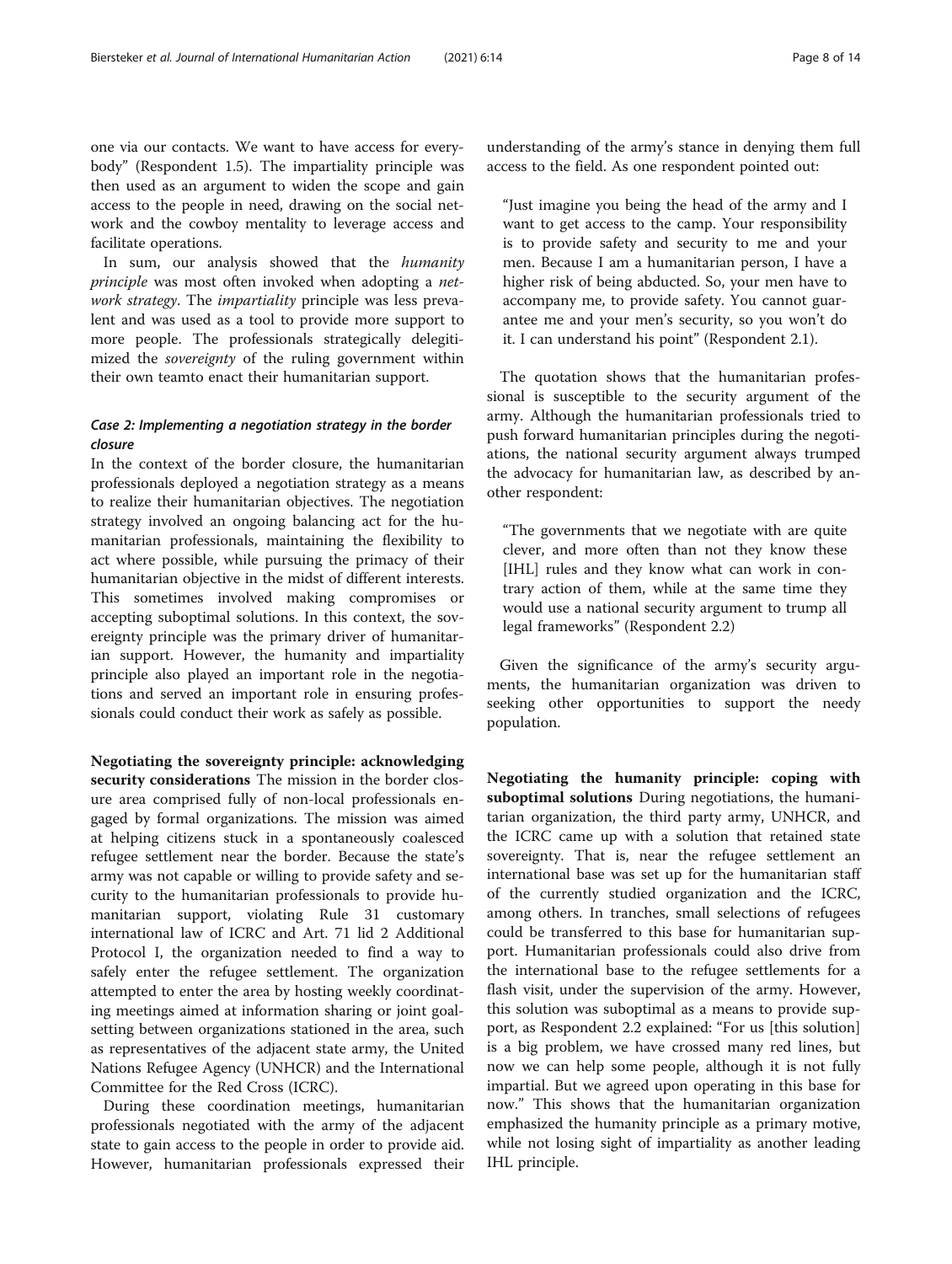one via our contacts. We want to have access for everybody" (Respondent 1.5). The impartiality principle was then used as an argument to widen the scope and gain access to the people in need, drawing on the social network and the cowboy mentality to leverage access and facilitate operations.

In sum, our analysis showed that the *humanity principle* was most often invoked when adopting a *network strategy*. The *impartiality* principle was less prevalent and was used as a tool to provide more support to more people. The professionals strategically delegitimized the *sovereignty* of the ruling government within their own teamto enact their humanitarian support.

### *Case 2: Implementing a negotiation strategy in the border closure*

In the context of the border closure, the humanitarian professionals deployed a negotiation strategy as a means to realize their humanitarian objectives. The negotiation strategy involved an ongoing balancing act for the humanitarian professionals, maintaining the flexibility to act where possible, while pursuing the primacy of their humanitarian objective in the midst of different interests. This sometimes involved making compromises or accepting suboptimal solutions. In this context, the sovereignty principle was the primary driver of humanitarian support. However, the humanity and impartiality principle also played an important role in the negotiations and served an important role in ensuring professionals could conduct their work as safely as possible.

**Negotiating the sovereignty principle: acknowledging security considerations** The mission in the border closure area comprised fully of non-local professionals engaged by formal organizations. The mission was aimed at helping citizens stuck in a spontaneously coalesced refugee settlement near the border. Because the state's army was not capable or willing to provide safety and security to the humanitarian professionals to provide humanitarian support, violating Rule 31 customary international law of ICRC and Art. 71 lid 2 Additional Protocol I, the organization needed to find a way to safely enter the refugee settlement. The organization attempted to enter the area by hosting weekly coordinating meetings aimed at information sharing or joint goal-setting between organizations stationed in the area, such as representatives of the adjacent state army, the United Nations Refugee Agency (UNHCR) and the International Committee for the Red Cross (ICRC).

During these coordination meetings, humanitarian professionals negotiated with the army of the adjacent state to gain access to the people in order to provide aid. However, humanitarian professionals expressed their understanding of the army's stance in denying them full access to the field. As one respondent pointed out:

> "Just imagine you being the head of the army and I want to get access to the camp. Your responsibility is to provide safety and security to me and your men. Because I am a humanitarian person, I have a higher risk of being abducted. So, your men have to accompany me, to provide safety. You cannot guarantee me and your men's security, so you won't do it. I can understand his point" (Respondent 2.1).

The quotation shows that the humanitarian professional is susceptible to the security argument of the army. Although the humanitarian professionals tried to push forward humanitarian principles during the negotiations, the national security argument always trumped the advocacy for humanitarian law, as described by another respondent:

> "The governments that we negotiate with are quite clever, and more often than not they know these [IHL] rules and they know what can work in contrary action of them, while at the same time they would use a national security argument to trump all legal frameworks" (Respondent 2.2)

Given the significance of the army's security arguments, the humanitarian organization was driven to seeking other opportunities to support the needy population.

**Negotiating the humanity principle: coping with suboptimal solutions** During negotiations, the humanitarian organization, the third party army, UNHCR, and the ICRC came up with a solution that retained state sovereignty. That is, near the refugee settlement an international base was set up for the humanitarian staff of the currently studied organization and the ICRC, among others. In tranches, small selections of refugees could be transferred to this base for humanitarian support. Humanitarian professionals could also drive from the international base to the refugee settlements for a flash visit, under the supervision of the army. However, this solution was suboptimal as a means to provide support, as Respondent 2.2 explained: "For us [this solution] is a big problem, we have crossed many red lines, but now we can help some people, although it is not fully impartial. But we agreed upon operating in this base for now." This shows that the humanitarian organization emphasized the humanity principle as a primary motive, while not losing sight of impartiality as another leading IHL principle.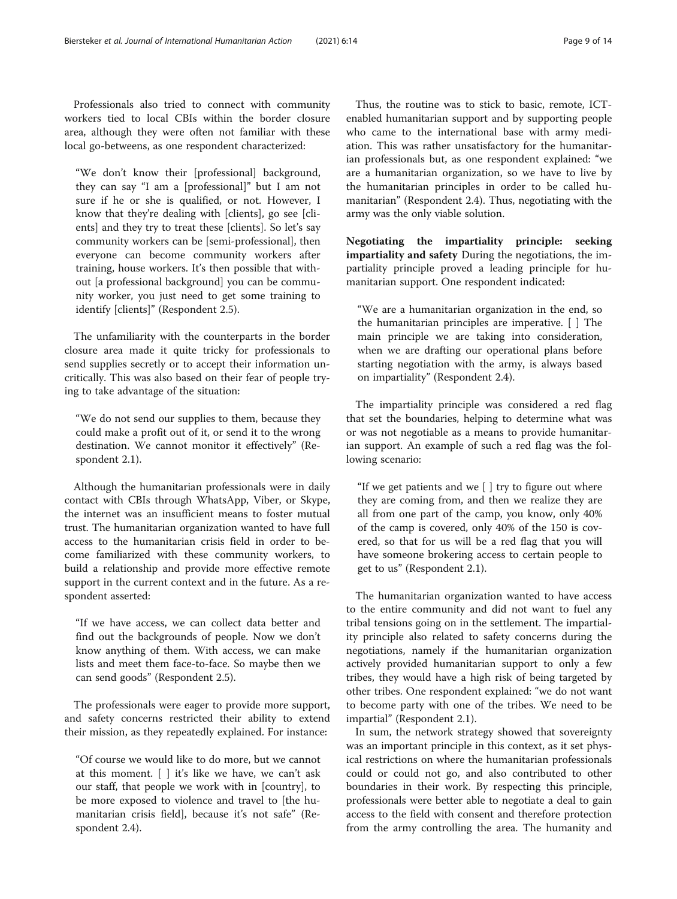Professionals also tried to connect with community workers tied to local CBIs within the border closure area, although they were often not familiar with these local go-betweens, as one respondent characterized:

> "We don't know their [professional] background, they can say "I am a [professional]" but I am not sure if he or she is qualified, or not. However, I know that they're dealing with [clients], go see [clients] and they try to treat these [clients]. So let's say community workers can be [semi-professional], then everyone can become community workers after training, house workers. It's then possible that without [a professional background] you can be community worker, you just need to get some training to identify [clients]" (Respondent 2.5).

The unfamiliarity with the counterparts in the border closure area made it quite tricky for professionals to send supplies secretly or to accept their information uncritically. This was also based on their fear of people trying to take advantage of the situation:

> "We do not send our supplies to them, because they could make a profit out of it, or send it to the wrong destination. We cannot monitor it effectively" (Respondent 2.1).

Although the humanitarian professionals were in daily contact with CBIs through WhatsApp, Viber, or Skype, the internet was an insufficient means to foster mutual trust. The humanitarian organization wanted to have full access to the humanitarian crisis field in order to become familiarized with these community workers, to build a relationship and provide more effective remote support in the current context and in the future. As a respondent asserted:

> "If we have access, we can collect data better and find out the backgrounds of people. Now we don't know anything of them. With access, we can make lists and meet them face-to-face. So maybe then we can send goods" (Respondent 2.5).

The professionals were eager to provide more support, and safety concerns restricted their ability to extend their mission, as they repeatedly explained. For instance:

> "Of course we would like to do more, but we cannot at this moment. [ ] it's like we have, we can't ask our staff, that people we work with in [country], to be more exposed to violence and travel to [the humanitarian crisis field], because it's not safe" (Respondent 2.4).

Thus, the routine was to stick to basic, remote, ICT-enabled humanitarian support and by supporting people who came to the international base with army mediation. This was rather unsatisfactory for the humanitarian professionals but, as one respondent explained: "we are a humanitarian organization, so we have to live by the humanitarian principles in order to be called humanitarian" (Respondent 2.4). Thus, negotiating with the army was the only viable solution.

**Negotiating the impartiality principle: seeking impartiality and safety** During the negotiations, the impartiality principle proved a leading principle for humanitarian support. One respondent indicated:

> "We are a humanitarian organization in the end, so the humanitarian principles are imperative. [ ] The main principle we are taking into consideration, when we are drafting our operational plans before starting negotiation with the army, is always based on impartiality" (Respondent 2.4).

The impartiality principle was considered a red flag that set the boundaries, helping to determine what was or was not negotiable as a means to provide humanitarian support. An example of such a red flag was the following scenario:

> "If we get patients and we [ ] try to figure out where they are coming from, and then we realize they are all from one part of the camp, you know, only 40% of the camp is covered, only 40% of the 150 is covered, so that for us will be a red flag that you will have someone brokering access to certain people to get to us" (Respondent 2.1).

The humanitarian organization wanted to have access to the entire community and did not want to fuel any tribal tensions going on in the settlement. The impartiality principle also related to safety concerns during the negotiations, namely if the humanitarian organization actively provided humanitarian support to only a few tribes, they would have a high risk of being targeted by other tribes. One respondent explained: "we do not want to become party with one of the tribes. We need to be impartial" (Respondent 2.1).

In sum, the network strategy showed that sovereignty was an important principle in this context, as it set physical restrictions on where the humanitarian professionals could or could not go, and also contributed to other boundaries in their work. By respecting this principle, professionals were better able to negotiate a deal to gain access to the field with consent and therefore protection from the army controlling the area. The humanity and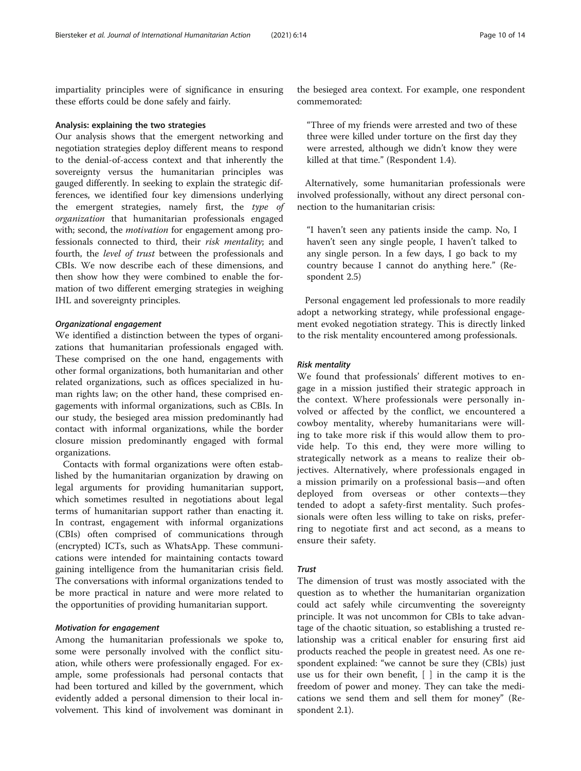impartiality principles were of significance in ensuring these efforts could be done safely and fairly.

#### Analysis: explaining the two strategies

Our analysis shows that the emergent networking and negotiation strategies deploy different means to respond to the denial-of-access context and that inherently the sovereignty versus the humanitarian principles was gauged differently. In seeking to explain the strategic differences, we identified four key dimensions underlying the emergent strategies, namely first, the *type of organization* that humanitarian professionals engaged with; second, the *motivation* for engagement among professionals connected to third, their *risk mentality*; and fourth, the *level of trust* between the professionals and CBIs. We now describe each of these dimensions, and then show how they were combined to enable the formation of two different emerging strategies in weighing IHL and sovereignty principles.

##### *Organizational engagement*

We identified a distinction between the types of organizations that humanitarian professionals engaged with. These comprised on the one hand, engagements with other formal organizations, both humanitarian and other related organizations, such as offices specialized in human rights law; on the other hand, these comprised engagements with informal organizations, such as CBIs. In our study, the besieged area mission predominantly had contact with informal organizations, while the border closure mission predominantly engaged with formal organizations.

Contacts with formal organizations were often established by the humanitarian organization by drawing on legal arguments for providing humanitarian support, which sometimes resulted in negotiations about legal terms of humanitarian support rather than enacting it. In contrast, engagement with informal organizations (CBIs) often comprised of communications through (encrypted) ICTs, such as WhatsApp. These communications were intended for maintaining contacts toward gaining intelligence from the humanitarian crisis field. The conversations with informal organizations tended to be more practical in nature and were more related to the opportunities of providing humanitarian support.

##### *Motivation for engagement*

Among the humanitarian professionals we spoke to, some were personally involved with the conflict situation, while others were professionally engaged. For example, some professionals had personal contacts that had been tortured and killed by the government, which evidently added a personal dimension to their local involvement. This kind of involvement was dominant in the besieged area context. For example, one respondent commemorated:

> "Three of my friends were arrested and two of these three were killed under torture on the first day they were arrested, although we didn't know they were killed at that time." (Respondent 1.4).

Alternatively, some humanitarian professionals were involved professionally, without any direct personal connection to the humanitarian crisis:

> "I haven't seen any patients inside the camp. No, I haven't seen any single people, I haven't talked to any single person. In a few days, I go back to my country because I cannot do anything here." (Respondent 2.5)

Personal engagement led professionals to more readily adopt a networking strategy, while professional engagement evoked negotiation strategy. This is directly linked to the risk mentality encountered among professionals.

##### *Risk mentality*

We found that professionals' different motives to engage in a mission justified their strategic approach in the context. Where professionals were personally involved or affected by the conflict, we encountered a cowboy mentality, whereby humanitarians were willing to take more risk if this would allow them to provide help. To this end, they were more willing to strategically network as a means to realize their objectives. Alternatively, where professionals engaged in a mission primarily on a professional basis—and often deployed from overseas or other contexts—they tended to adopt a safety-first mentality. Such professionals were often less willing to take on risks, preferring to negotiate first and act second, as a means to ensure their safety.

##### *Trust*

The dimension of trust was mostly associated with the question as to whether the humanitarian organization could act safely while circumventing the sovereignty principle. It was not uncommon for CBIs to take advantage of the chaotic situation, so establishing a trusted relationship was a critical enabler for ensuring first aid products reached the people in greatest need. As one respondent explained: "we cannot be sure they (CBIs) just use us for their own benefit, [ ] in the camp it is the freedom of power and money. They can take the medications we send them and sell them for money" (Respondent 2.1).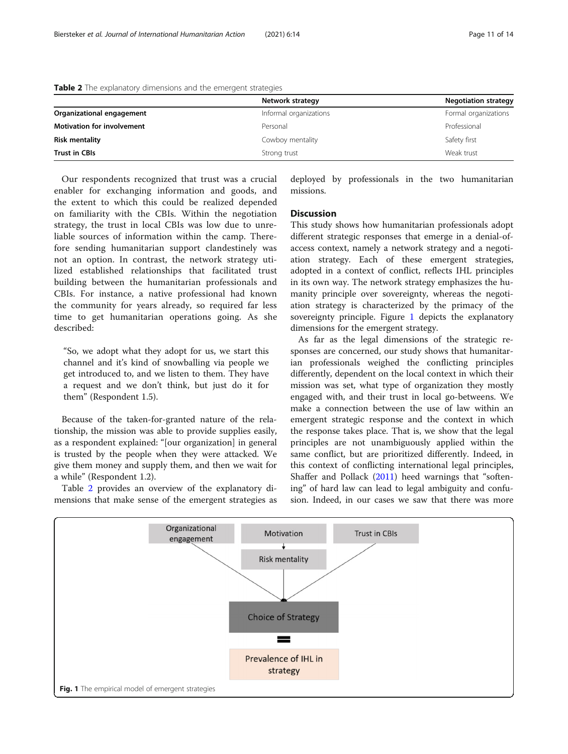**Table 2** The explanatory dimensions and the emergent strategies

| | Network strategy | Negotiation strategy |
|---|---|---|
| **Organizational engagement** | Informal organizations | Formal organizations |
| **Motivation for involvement** | Personal | Professional |
| **Risk mentality** | Cowboy mentality | Safety first |
| **Trust in CBIs** | Strong trust | Weak trust |

Our respondents recognized that trust was a crucial enabler for exchanging information and goods, and the extent to which this could be realized depended on familiarity with the CBIs. Within the negotiation strategy, the trust in local CBIs was low due to unreliable sources of information within the camp. Therefore sending humanitarian support clandestinely was not an option. In contrast, the network strategy utilized established relationships that facilitated trust building between the humanitarian professionals and CBIs. For instance, a native professional had known the community for years already, so required far less time to get humanitarian operations going. As she described:

> "So, we adopt what they adopt for us, we start this channel and it's kind of snowballing via people we get introduced to, and we listen to them. They have a request and we don't think, but just do it for them" (Respondent 1.5).

Because of the taken-for-granted nature of the relationship, the mission was able to provide supplies easily, as a respondent explained: "[our organization] in general is trusted by the people when they were attacked. We give them money and supply them, and then we wait for a while" (Respondent 1.2).

Table 2 provides an overview of the explanatory dimensions that make sense of the emergent strategies as deployed by professionals in the two humanitarian missions.

## Discussion

This study shows how humanitarian professionals adopt different strategic responses that emerge in a denial-of-access context, namely a network strategy and a negotiation strategy. Each of these emergent strategies, adopted in a context of conflict, reflects IHL principles in its own way. The network strategy emphasizes the humanity principle over sovereignty, whereas the negotiation strategy is characterized by the primacy of the sovereignty principle. Figure 1 depicts the explanatory dimensions for the emergent strategy.

As far as the legal dimensions of the strategic responses are concerned, our study shows that humanitarian professionals weighed the conflicting principles differently, dependent on the local context in which their mission was set, what type of organization they mostly engaged with, and their trust in local go-betweens. We make a connection between the use of law within an emergent strategic response and the context in which the response takes place. That is, we show that the legal principles are not unambiguously applied within the same conflict, but are prioritized differently. Indeed, in this context of conflicting international legal principles, Shaffer and Pollack (2011) heed warnings that "softening" of hard law can lead to legal ambiguity and confusion. Indeed, in our cases we saw that there was more

**Fig. 1** The empirical model of emergent strategies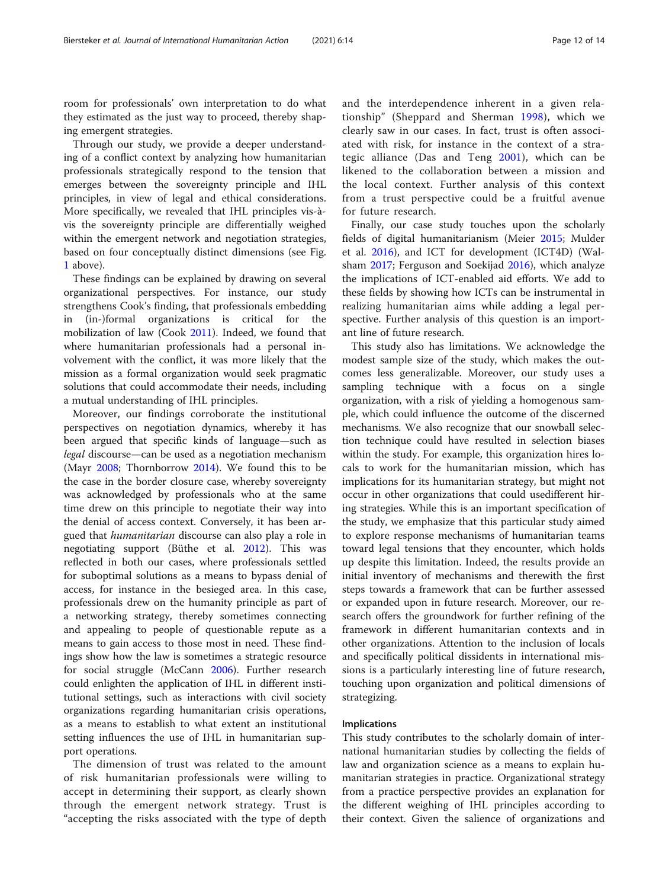room for professionals' own interpretation to do what they estimated as the just way to proceed, thereby shaping emergent strategies.

Through our study, we provide a deeper understanding of a conflict context by analyzing how humanitarian professionals strategically respond to the tension that emerges between the sovereignty principle and IHL principles, in view of legal and ethical considerations. More specifically, we revealed that IHL principles vis-à-vis the sovereignty principle are differentially weighed within the emergent network and negotiation strategies, based on four conceptually distinct dimensions (see Fig. 1 above).

These findings can be explained by drawing on several organizational perspectives. For instance, our study strengthens Cook's finding, that professionals embedding in (in-)formal organizations is critical for the mobilization of law (Cook 2011). Indeed, we found that where humanitarian professionals had a personal involvement with the conflict, it was more likely that the mission as a formal organization would seek pragmatic solutions that could accommodate their needs, including a mutual understanding of IHL principles.

Moreover, our findings corroborate the institutional perspectives on negotiation dynamics, whereby it has been argued that specific kinds of language—such as *legal* discourse—can be used as a negotiation mechanism (Mayr 2008; Thornborrow 2014). We found this to be the case in the border closure case, whereby sovereignty was acknowledged by professionals who at the same time drew on this principle to negotiate their way into the denial of access context. Conversely, it has been argued that *humanitarian* discourse can also play a role in negotiating support (Büthe et al. 2012). This was reflected in both our cases, where professionals settled for suboptimal solutions as a means to bypass denial of access, for instance in the besieged area. In this case, professionals drew on the humanity principle as part of a networking strategy, thereby sometimes connecting and appealing to people of questionable repute as a means to gain access to those most in need. These findings show how the law is sometimes a strategic resource for social struggle (McCann 2006). Further research could enlighten the application of IHL in different institutional settings, such as interactions with civil society organizations regarding humanitarian crisis operations, as a means to establish to what extent an institutional setting influences the use of IHL in humanitarian support operations.

The dimension of trust was related to the amount of risk humanitarian professionals were willing to accept in determining their support, as clearly shown through the emergent network strategy. Trust is "accepting the risks associated with the type of depth and the interdependence inherent in a given relationship" (Sheppard and Sherman 1998), which we clearly saw in our cases. In fact, trust is often associated with risk, for instance in the context of a strategic alliance (Das and Teng 2001), which can be likened to the collaboration between a mission and the local context. Further analysis of this context from a trust perspective could be a fruitful avenue for future research.

Finally, our case study touches upon the scholarly fields of digital humanitarianism (Meier 2015; Mulder et al. 2016), and ICT for development (ICT4D) (Walsham 2017; Ferguson and Soekijad 2016), which analyze the implications of ICT-enabled aid efforts. We add to these fields by showing how ICTs can be instrumental in realizing humanitarian aims while adding a legal perspective. Further analysis of this question is an important line of future research.

This study also has limitations. We acknowledge the modest sample size of the study, which makes the outcomes less generalizable. Moreover, our study uses a sampling technique with a focus on a single organization, with a risk of yielding a homogenous sample, which could influence the outcome of the discerned mechanisms. We also recognize that our snowball selection technique could have resulted in selection biases within the study. For example, this organization hires locals to work for the humanitarian mission, which has implications for its humanitarian strategy, but might not occur in other organizations that could usedifferent hiring strategies. While this is an important specification of the study, we emphasize that this particular study aimed to explore response mechanisms of humanitarian teams toward legal tensions that they encounter, which holds up despite this limitation. Indeed, the results provide an initial inventory of mechanisms and therewith the first steps towards a framework that can be further assessed or expanded upon in future research. Moreover, our research offers the groundwork for further refining of the framework in different humanitarian contexts and in other organizations. Attention to the inclusion of locals and specifically political dissidents in international missions is a particularly interesting line of future research, touching upon organization and political dimensions of strategizing.

## Implications

This study contributes to the scholarly domain of international humanitarian studies by collecting the fields of law and organization science as a means to explain humanitarian strategies in practice. Organizational strategy from a practice perspective provides an explanation for the different weighing of IHL principles according to their context. Given the salience of organizations and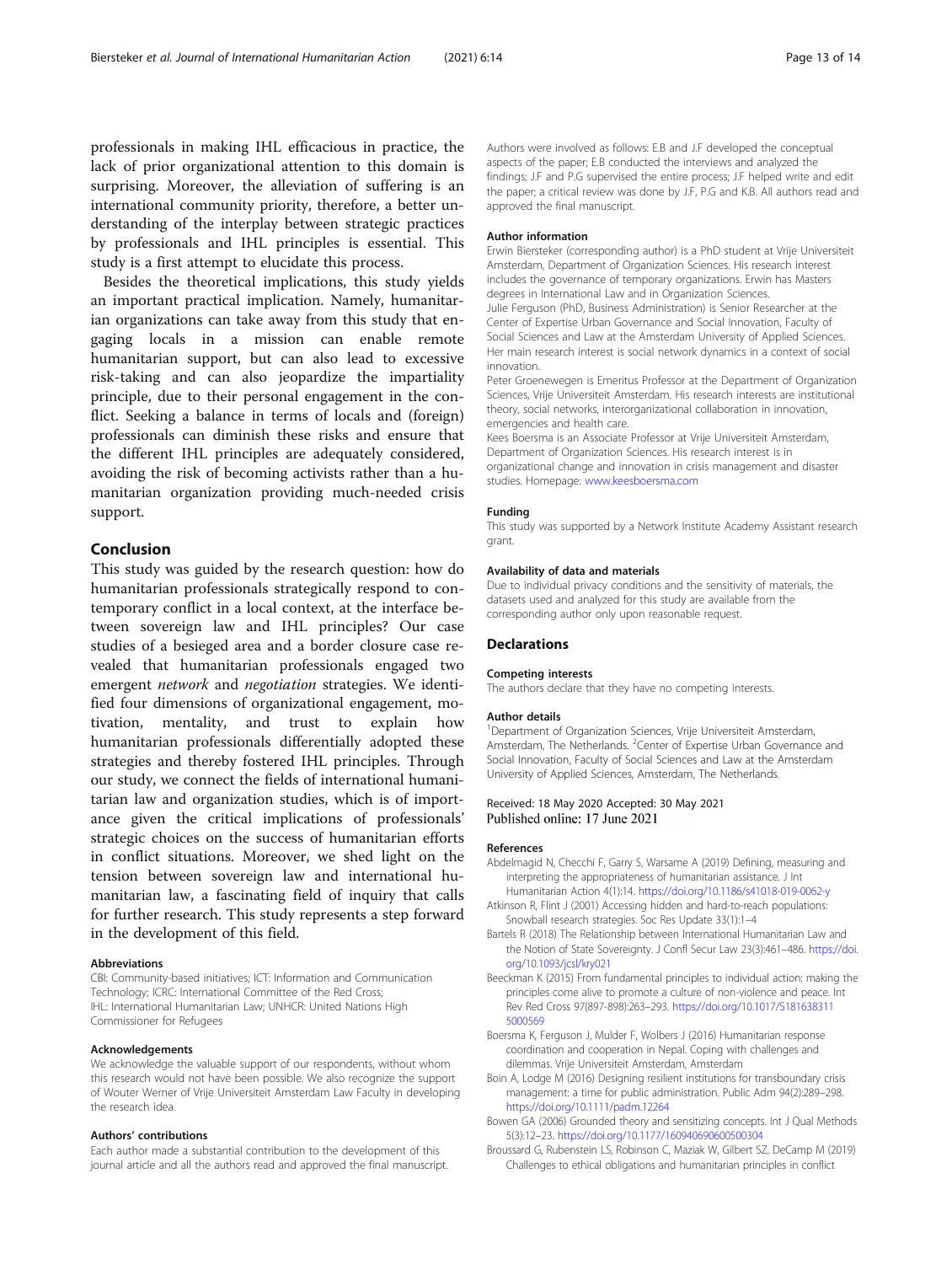professionals in making IHL efficacious in practice, the lack of prior organizational attention to this domain is surprising. Moreover, the alleviation of suffering is an international community priority, therefore, a better understanding of the interplay between strategic practices by professionals and IHL principles is essential. This study is a first attempt to elucidate this process.

Besides the theoretical implications, this study yields an important practical implication. Namely, humanitarian organizations can take away from this study that engaging locals in a mission can enable remote humanitarian support, but can also lead to excessive risk-taking and can also jeopardize the impartiality principle, due to their personal engagement in the conflict. Seeking a balance in terms of locals and (foreign) professionals can diminish these risks and ensure that the different IHL principles are adequately considered, avoiding the risk of becoming activists rather than a humanitarian organization providing much-needed crisis support.

## Conclusion

This study was guided by the research question: how do humanitarian professionals strategically respond to contemporary conflict in a local context, at the interface between sovereign law and IHL principles? Our case studies of a besieged area and a border closure case revealed that humanitarian professionals engaged two emergent *network* and *negotiation* strategies. We identified four dimensions of organizational engagement, motivation, mentality, and trust to explain how humanitarian professionals differentially adopted these strategies and thereby fostered IHL principles. Through our study, we connect the fields of international humanitarian law and organization studies, which is of importance given the critical implications of professionals' strategic choices on the success of humanitarian efforts in conflict situations. Moreover, we shed light on the tension between sovereign law and international humanitarian law, a fascinating field of inquiry that calls for further research. This study represents a step forward in the development of this field.

#### Abbreviations

CBI: Community-based initiatives; ICT: Information and Communication Technology; ICRC: International Committee of the Red Cross; IHL: International Humanitarian Law; UNHCR: United Nations High Commissioner for Refugees

#### Acknowledgements

We acknowledge the valuable support of our respondents, without whom this research would not have been possible. We also recognize the support of Wouter Werner of Vrije Universiteit Amsterdam Law Faculty in developing the research idea.

#### Authors' contributions

Each author made a substantial contribution to the development of this journal article and all the authors read and approved the final manuscript. Authors were involved as follows: E.B and J.F developed the conceptual aspects of the paper; E.B conducted the interviews and analyzed the findings; J.F and P.G supervised the entire process; J.F helped write and edit the paper; a critical review was done by J.F, P.G and K.B. All authors read and approved the final manuscript.

#### Author information

Erwin Biersteker (corresponding author) is a PhD student at Vrije Universiteit Amsterdam, Department of Organization Sciences. His research interest includes the governance of temporary organizations. Erwin has Masters degrees in International Law and in Organization Sciences.
Julie Ferguson (PhD, Business Administration) is Senior Researcher at the Center of Expertise Urban Governance and Social Innovation, Faculty of Social Sciences and Law at the Amsterdam University of Applied Sciences. Her main research interest is social network dynamics in a context of social innovation.
Peter Groenewegen is Emeritus Professor at the Department of Organization Sciences, Vrije Universiteit Amsterdam. His research interests are institutional theory, social networks, interorganizational collaboration in innovation, emergencies and health care.
Kees Boersma is an Associate Professor at Vrije Universiteit Amsterdam, Department of Organization Sciences. His research interest is in organizational change and innovation in crisis management and disaster studies. Homepage: www.keesboersma.com

#### Funding

This study was supported by a Network Institute Academy Assistant research grant.

#### Availability of data and materials

Due to individual privacy conditions and the sensitivity of materials, the datasets used and analyzed for this study are available from the corresponding author only upon reasonable request.

### Declarations

#### Competing interests

The authors declare that they have no competing interests.

#### Author details

[1]Department of Organization Sciences, Vrije Universiteit Amsterdam, Amsterdam, The Netherlands. [2]Center of Expertise Urban Governance and Social Innovation, Faculty of Social Sciences and Law at the Amsterdam University of Applied Sciences, Amsterdam, The Netherlands.

Received: 18 May 2020 Accepted: 30 May 2021
Published online: 17 June 2021

#### References

- Abdelmagid N, Checchi F, Garry S, Warsame A (2019) Defining, measuring and interpreting the appropriateness of humanitarian assistance. J Int Humanitarian Action 4(1):14. https://doi.org/10.1186/s41018-019-0062-y
- Atkinson R, Flint J (2001) Accessing hidden and hard-to-reach populations: Snowball research strategies. Soc Res Update 33(1):1–4
- Bartels R (2018) The Relationship between International Humanitarian Law and the Notion of State Sovereignty. J Confl Secur Law 23(3):461–486. https://doi.org/10.1093/jcsl/kry021
- Beeckman K (2015) From fundamental principles to individual action: making the principles come alive to promote a culture of non-violence and peace. Int Rev Red Cross 97(897-898):263–293. https://doi.org/10.1017/S1816383115000569
- Boersma K, Ferguson J, Mulder F, Wolbers J (2016) Humanitarian response coordination and cooperation in Nepal. Coping with challenges and dilemmas. Vrije Universiteit Amsterdam, Amsterdam
- Boin A, Lodge M (2016) Designing resilient institutions for transboundary crisis management: a time for public administration. Public Adm 94(2):289–298. https://doi.org/10.1111/padm.12264
- Bowen GA (2006) Grounded theory and sensitizing concepts. Int J Qual Methods 5(3):12–23. https://doi.org/10.1177/160940690600500304
- Broussard G, Rubenstein LS, Robinson C, Maziak W, Gilbert SZ, DeCamp M (2019) Challenges to ethical obligations and humanitarian principles in conflict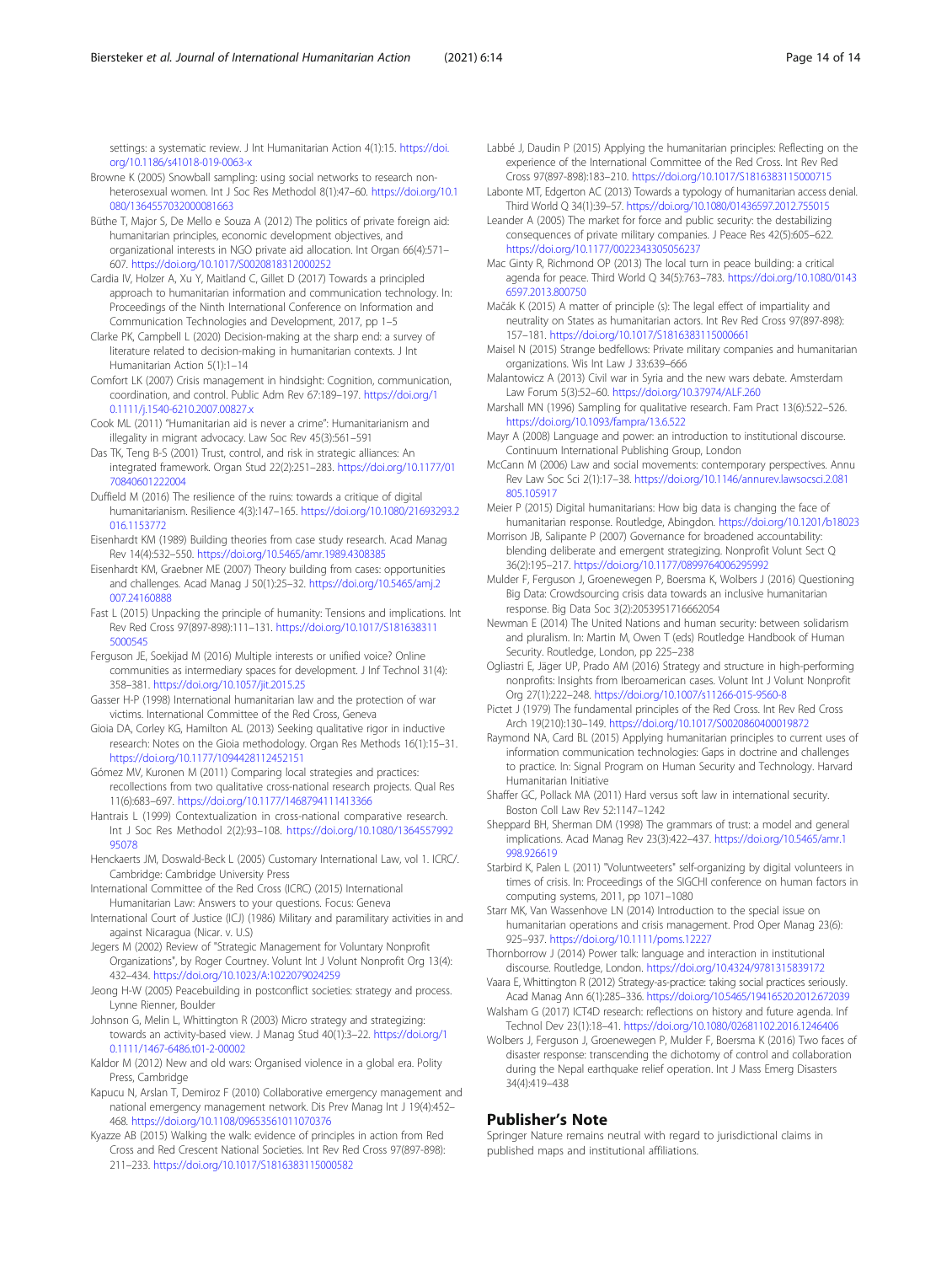settings: a systematic review. J Int Humanitarian Action 4(1):15. https://doi.org/10.1186/s41018-019-0063-x

Browne K (2005) Snowball sampling: using social networks to research non-heterosexual women. Int J Soc Res Methodol 8(1):47–60. https://doi.org/10.1080/1364557032000081663

Büthe T, Major S, De Mello e Souza A (2012) The politics of private foreign aid: humanitarian principles, economic development objectives, and organizational interests in NGO private aid allocation. Int Organ 66(4):571–607. https://doi.org/10.1017/S0020818312000252

Cardia IV, Holzer A, Xu Y, Maitland C, Gillet D (2017) Towards a principled approach to humanitarian information and communication technology. In: Proceedings of the Ninth International Conference on Information and Communication Technologies and Development, 2017, pp 1–5

Clarke PK, Campbell L (2020) Decision-making at the sharp end: a survey of literature related to decision-making in humanitarian contexts. J Int Humanitarian Action 5(1):1–14

Comfort LK (2007) Crisis management in hindsight: Cognition, communication, coordination, and control. Public Adm Rev 67:189–197. https://doi.org/10.1111/j.1540-6210.2007.00827.x

Cook ML (2011) "Humanitarian aid is never a crime": Humanitarianism and illegality in migrant advocacy. Law Soc Rev 45(3):561–591

Das TK, Teng B-S (2001) Trust, control, and risk in strategic alliances: An integrated framework. Organ Stud 22(2):251–283. https://doi.org/10.1177/0170840601222004

Duffield M (2016) The resilience of the ruins: towards a critique of digital humanitarianism. Resilience 4(3):147–165. https://doi.org/10.1080/21693293.2016.1153772

Eisenhardt KM (1989) Building theories from case study research. Acad Manag Rev 14(4):532–550. https://doi.org/10.5465/amr.1989.4308385

Eisenhardt KM, Graebner ME (2007) Theory building from cases: opportunities and challenges. Acad Manag J 50(1):25–32. https://doi.org/10.5465/amj.2007.24160888

Fast L (2015) Unpacking the principle of humanity: Tensions and implications. Int Rev Red Cross 97(897-898):111–131. https://doi.org/10.1017/S1816383115000545

Ferguson JE, Soekijad M (2016) Multiple interests or unified voice? Online communities as intermediary spaces for development. J Inf Technol 31(4):358–381. https://doi.org/10.1057/jit.2015.25

Gasser H-P (1998) International humanitarian law and the protection of war victims. International Committee of the Red Cross, Geneva

Gioia DA, Corley KG, Hamilton AL (2013) Seeking qualitative rigor in inductive research: Notes on the Gioia methodology. Organ Res Methods 16(1):15–31. https://doi.org/10.1177/1094428112452151

Gómez MV, Kuronen M (2011) Comparing local strategies and practices: recollections from two qualitative cross-national research projects. Qual Res 11(6):683–697. https://doi.org/10.1177/1468794111413366

Hantrais L (1999) Contextualization in cross-national comparative research. Int J Soc Res Methodol 2(2):93–108. https://doi.org/10.1080/136455799295078

Henckaerts JM, Doswald-Beck L (2005) Customary International Law, vol 1. ICRC/. Cambridge: Cambridge University Press

International Committee of the Red Cross (ICRC) (2015) International Humanitarian Law: Answers to your questions. Focus: Geneva

International Court of Justice (ICJ) (1986) Military and paramilitary activities in and against Nicaragua (Nicar. v. U.S)

Jegers M (2002) Review of "Strategic Management for Voluntary Nonprofit Organizations", by Roger Courtney. Volunt Int J Volunt Nonprofit Org 13(4):432–434. https://doi.org/10.1023/A:1022079024259

Jeong H-W (2005) Peacebuilding in postconflict societies: strategy and process. Lynne Rienner, Boulder

Johnson G, Melin L, Whittington R (2003) Micro strategy and strategizing: towards an activity-based view. J Manag Stud 40(1):3–22. https://doi.org/10.1111/1467-6486.t01-2-00002

Kaldor M (2012) New and old wars: Organised violence in a global era. Polity Press, Cambridge

Kapucu N, Arslan T, Demiroz F (2010) Collaborative emergency management and national emergency management network. Dis Prev Manag Int J 19(4):452–468. https://doi.org/10.1108/09653561011070376

Kyazze AB (2015) Walking the walk: evidence of principles in action from Red Cross and Red Crescent National Societies. Int Rev Red Cross 97(897-898):211–233. https://doi.org/10.1017/S1816383115000582

Labbé J, Daudin P (2015) Applying the humanitarian principles: Reflecting on the experience of the International Committee of the Red Cross. Int Rev Red Cross 97(897-898):183–210. https://doi.org/10.1017/S1816383115000715

Labonte MT, Edgerton AC (2013) Towards a typology of humanitarian access denial. Third World Q 34(1):39–57. https://doi.org/10.1080/01436597.2012.755015

Leander A (2005) The market for force and public security: the destabilizing consequences of private military companies. J Peace Res 42(5):605–622. https://doi.org/10.1177/0022343305056237

Mac Ginty R, Richmond OP (2013) The local turn in peace building: a critical agenda for peace. Third World Q 34(5):763–783. https://doi.org/10.1080/01436597.2013.800750

Mačák K (2015) A matter of principle (s): The legal effect of impartiality and neutrality on States as humanitarian actors. Int Rev Red Cross 97(897-898):157–181. https://doi.org/10.1017/S1816383115000661

Maisel N (2015) Strange bedfellows: Private military companies and humanitarian organizations. Wis Int Law J 33:639–666

Malantowicz A (2013) Civil war in Syria and the new wars debate. Amsterdam Law Forum 5(3):52–60. https://doi.org/10.37974/ALF.260

Marshall MN (1996) Sampling for qualitative research. Fam Pract 13(6):522–526. https://doi.org/10.1093/fampra/13.6.522

Mayr A (2008) Language and power: an introduction to institutional discourse. Continuum International Publishing Group, London

McCann M (2006) Law and social movements: contemporary perspectives. Annu Rev Law Soc Sci 2(1):17–38. https://doi.org/10.1146/annurev.lawsocsci.2.081805.105917

Meier P (2015) Digital humanitarians: How big data is changing the face of humanitarian response. Routledge, Abingdon. https://doi.org/10.1201/b18023

Morrison JB, Salipante P (2007) Governance for broadened accountability: blending deliberate and emergent strategizing. Nonprofit Volunt Sect Q 36(2):195–217. https://doi.org/10.1177/0899764006295992

Mulder F, Ferguson J, Groenewegen P, Boersma K, Wolbers J (2016) Questioning Big Data: Crowdsourcing crisis data towards an inclusive humanitarian response. Big Data Soc 3(2):2053951716662054

Newman E (2014) The United Nations and human security: between solidarism and pluralism. In: Martin M, Owen T (eds) Routledge Handbook of Human Security. Routledge, London, pp 225–238

Ogliastri E, Jäger UP, Prado AM (2016) Strategy and structure in high-performing nonprofits: Insights from Iberoamerican cases. Volunt Int J Volunt Nonprofit Org 27(1):222–248. https://doi.org/10.1007/s11266-015-9560-8

Pictet J (1979) The fundamental principles of the Red Cross. Int Rev Red Cross Arch 19(210):130–149. https://doi.org/10.1017/S0020860400019872

Raymond NA, Card BL (2015) Applying humanitarian principles to current uses of information communication technologies: Gaps in doctrine and challenges to practice. In: Signal Program on Human Security and Technology. Harvard Humanitarian Initiative

Shaffer GC, Pollack MA (2011) Hard versus soft law in international security. Boston Coll Law Rev 52:1147–1242

Sheppard BH, Sherman DM (1998) The grammars of trust: a model and general implications. Acad Manag Rev 23(3):422–437. https://doi.org/10.5465/amr.1998.926619

Starbird K, Palen L (2011) "Voluntweeters" self-organizing by digital volunteers in times of crisis. In: Proceedings of the SIGCHI conference on human factors in computing systems, 2011, pp 1071–1080

Starr MK, Van Wassenhove LN (2014) Introduction to the special issue on humanitarian operations and crisis management. Prod Oper Manag 23(6):925–937. https://doi.org/10.1111/poms.12227

Thornborrow J (2014) Power talk: language and interaction in institutional discourse. Routledge, London. https://doi.org/10.4324/9781315839172

Vaara E, Whittington R (2012) Strategy-as-practice: taking social practices seriously. Acad Manag Ann 6(1):285–336. https://doi.org/10.5465/19416520.2012.672039

Walsham G (2017) ICT4D research: reflections on history and future agenda. Inf Technol Dev 23(1):18–41. https://doi.org/10.1080/02681102.2016.1246406

Wolbers J, Ferguson J, Groenewegen P, Mulder F, Boersma K (2016) Two faces of disaster response: transcending the dichotomy of control and collaboration during the Nepal earthquake relief operation. Int J Mass Emerg Disasters 34(4):419–438

## Publisher's Note

Springer Nature remains neutral with regard to jurisdictional claims in published maps and institutional affiliations.